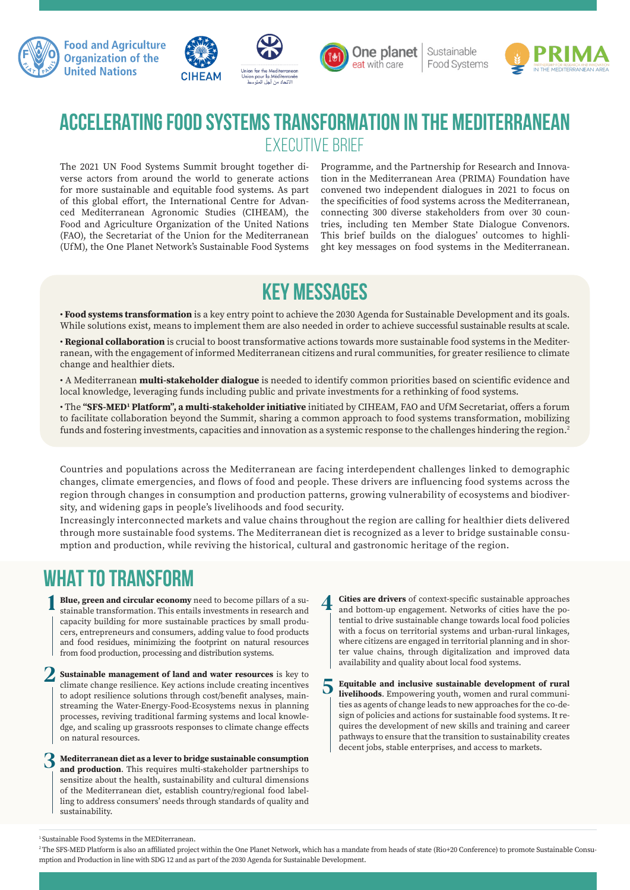# ACCELERATING FOOD SYSTEMS TRANSFORMATION IN THE MEDITERRANEAN

## EXECUTIVE BRIEF

The 2021 UN Food Systems Summit brought together diverse actors from around the world to generate actions for more sustainable and equitable food systems. As part of this global effort, the International Centre for Advanced Mediterranean Agronomic Studies (CIHEAM), the Food and Agriculture Organization of the United Nations (FAO), the Secretariat of the Union for the Mediterranean (UfM), the One Planet Network's Sustainable Food Systems Programme, and the Partnership for Research and Innovation in the Mediterranean Area (PRIMA) Foundation have convened two independent dialogues in 2021 to focus on the specificities of food systems across the Mediterranean, connecting 300 diverse stakeholders from over 30 countries, including ten Member State Dialogue Convenors. This brief builds on the dialogues' outcomes to highlight key messages on food systems in the Mediterranean.

## KEY MESSAGES

- **Food systems transformation** is a key entry point to achieve the 2030 Agenda for Sustainable Development and its goals. While solutions exist, means to implement them are also needed in order to achieve successful sustainable results at scale.
- **Regional collaboration** is crucial to boost transformative actions towards more sustainable food systems in the Mediterranean, with the engagement of informed Mediterranean citizens and rural communities, for greater resilience to climate change and healthier diets.
- A Mediterranean **multi-stakeholder dialogue** is needed to identify common priorities based on scientific evidence and local knowledge, leveraging funds including public and private investments for a rethinking of food systems.
- The **"SFS-MED[1] Platform", a multi-stakeholder initiative** initiated by CIHEAM, FAO and UfM Secretariat, offers a forum to facilitate collaboration beyond the Summit, sharing a common approach to food systems transformation, mobilizing funds and fostering investments, capacities and innovation as a systemic response to the challenges hindering the region.[2]

Countries and populations across the Mediterranean are facing interdependent challenges linked to demographic changes, climate emergencies, and flows of food and people. These drivers are influencing food systems across the region through changes in consumption and production patterns, growing vulnerability of ecosystems and biodiversity, and widening gaps in people's livelihoods and food security.

Increasingly interconnected markets and value chains throughout the region are calling for healthier diets delivered through more sustainable food systems. The Mediterranean diet is recognized as a lever to bridge sustainable consumption and production, while reviving the historical, cultural and gastronomic heritage of the region.

## WHAT TO TRANSFORM

1. **Blue, green and circular economy** need to become pillars of a sustainable transformation. This entails investments in research and capacity building for more sustainable practices by small producers, entrepreneurs and consumers, adding value to food products and food residues, minimizing the footprint on natural resources from food production, processing and distribution systems.

2. **Sustainable management of land and water resources** is key to climate change resilience. Key actions include creating incentives to adopt resilience solutions through cost/benefit analyses, mainstreaming the Water-Energy-Food-Ecosystems nexus in planning processes, reviving traditional farming systems and local knowledge, and scaling up grassroots responses to climate change effects on natural resources.

3. **Mediterranean diet as a lever to bridge sustainable consumption and production**. This requires multi-stakeholder partnerships to sensitize about the health, sustainability and cultural dimensions of the Mediterranean diet, establish country/regional food labelling to address consumers' needs through standards of quality and sustainability.

4. **Cities are drivers** of context-specific sustainable approaches and bottom-up engagement. Networks of cities have the potential to drive sustainable change towards local food policies with a focus on territorial systems and urban-rural linkages, where citizens are engaged in territorial planning and in shorter value chains, through digitalization and improved data availability and quality about local food systems.

5. **Equitable and inclusive sustainable development of rural livelihoods**. Empowering youth, women and rural communities as agents of change leads to new approaches for the co-design of policies and actions for sustainable food systems. It requires the development of new skills and training and career pathways to ensure that the transition to sustainability creates decent jobs, stable enterprises, and access to markets.

---

[1] Sustainable Food Systems in the MEDiterranean.

[2] The SFS-MED Platform is also an affiliated project within the One Planet Network, which has a mandate from heads of state (Rio+20 Conference) to promote Sustainable Consumption and Production in line with SDG 12 and as part of the 2030 Agenda for Sustainable Development.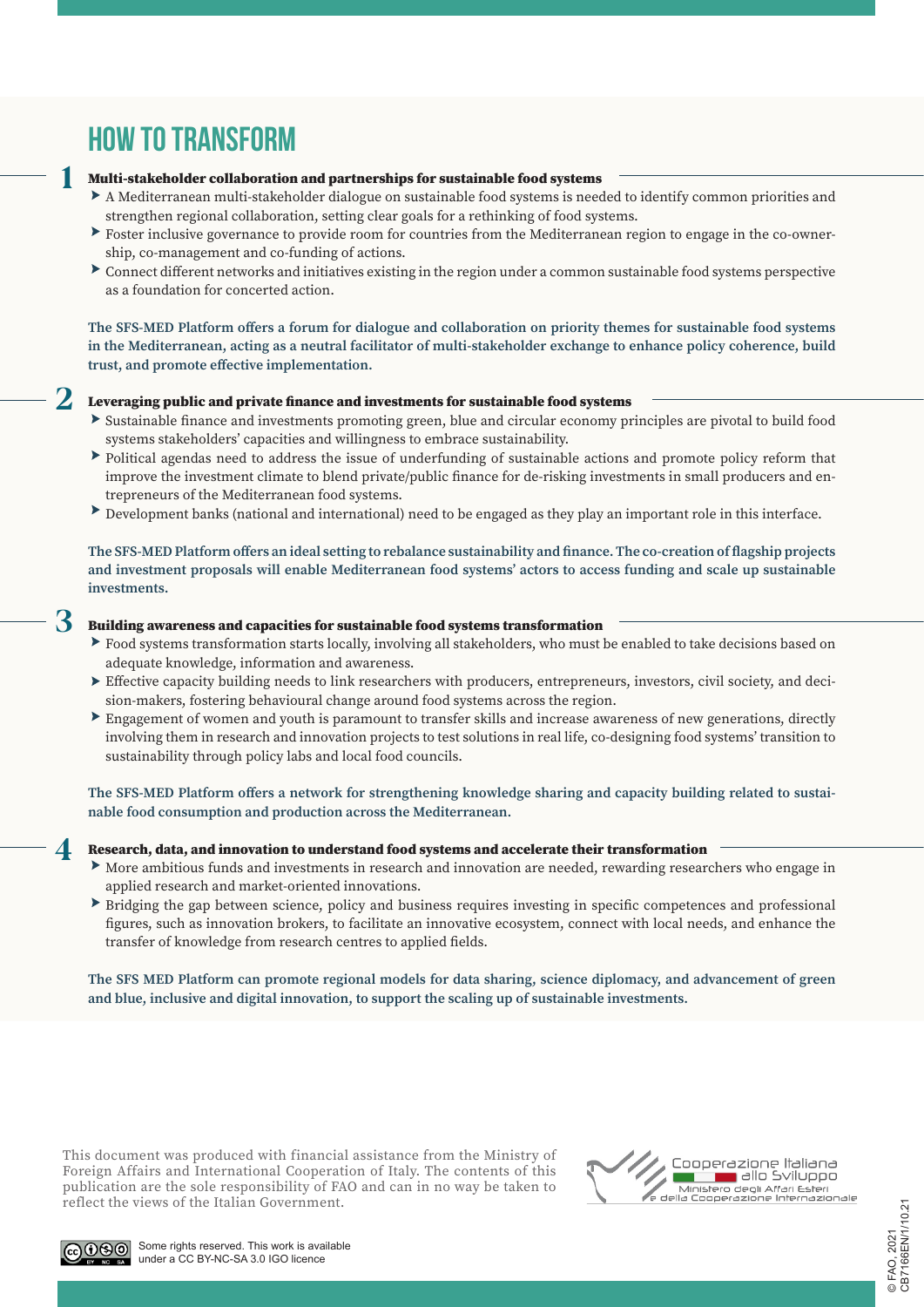# HOW TO TRANSFORM

## 1 Multi-stakeholder collaboration and partnerships for sustainable food systems

- A Mediterranean multi-stakeholder dialogue on sustainable food systems is needed to identify common priorities and strengthen regional collaboration, setting clear goals for a rethinking of food systems.
- Foster inclusive governance to provide room for countries from the Mediterranean region to engage in the co-ownership, co-management and co-funding of actions.
- Connect different networks and initiatives existing in the region under a common sustainable food systems perspective as a foundation for concerted action.

**The SFS-MED Platform offers a forum for dialogue and collaboration on priority themes for sustainable food systems in the Mediterranean, acting as a neutral facilitator of multi-stakeholder exchange to enhance policy coherence, build trust, and promote effective implementation.**

## 2 Leveraging public and private finance and investments for sustainable food systems

- Sustainable finance and investments promoting green, blue and circular economy principles are pivotal to build food systems stakeholders' capacities and willingness to embrace sustainability.
- Political agendas need to address the issue of underfunding of sustainable actions and promote policy reform that improve the investment climate to blend private/public finance for de-risking investments in small producers and entrepreneurs of the Mediterranean food systems.
- Development banks (national and international) need to be engaged as they play an important role in this interface.

**The SFS-MED Platform offers an ideal setting to rebalance sustainability and finance. The co-creation of flagship projects and investment proposals will enable Mediterranean food systems' actors to access funding and scale up sustainable investments.**

## 3 Building awareness and capacities for sustainable food systems transformation

- Food systems transformation starts locally, involving all stakeholders, who must be enabled to take decisions based on adequate knowledge, information and awareness.
- Effective capacity building needs to link researchers with producers, entrepreneurs, investors, civil society, and decision-makers, fostering behavioural change around food systems across the region.
- Engagement of women and youth is paramount to transfer skills and increase awareness of new generations, directly involving them in research and innovation projects to test solutions in real life, co-designing food systems' transition to sustainability through policy labs and local food councils.

**The SFS-MED Platform offers a network for strengthening knowledge sharing and capacity building related to sustainable food consumption and production across the Mediterranean.**

## 4 Research, data, and innovation to understand food systems and accelerate their transformation

- More ambitious funds and investments in research and innovation are needed, rewarding researchers who engage in applied research and market-oriented innovations.
- Bridging the gap between science, policy and business requires investing in specific competences and professional figures, such as innovation brokers, to facilitate an innovative ecosystem, connect with local needs, and enhance the transfer of knowledge from research centres to applied fields.

**The SFS MED Platform can promote regional models for data sharing, science diplomacy, and advancement of green and blue, inclusive and digital innovation, to support the scaling up of sustainable investments.**

This document was produced with financial assistance from the Ministry of Foreign Affairs and International Cooperation of Italy. The contents of this publication are the sole responsibility of FAO and can in no way be taken to reflect the views of the Italian Government.

Cooperazione Italiana allo Sviluppo
Ministero degli Affari Esteri e della Cooperazione Internazionale

Some rights reserved. This work is available under a CC BY-NC-SA 3.0 IGO licence

© FAO, 2021
CB7166EN/1/10.21